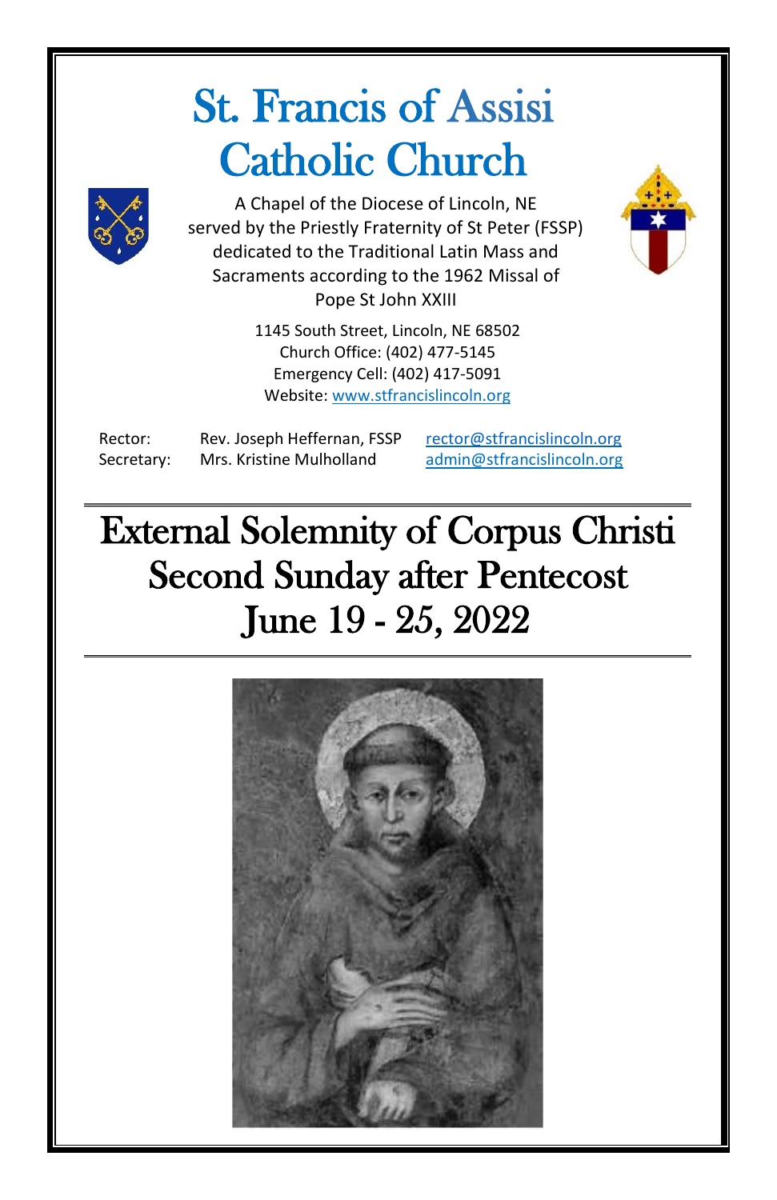# St. Francis of Assisi Catholic Church

A Chapel of the Diocese of Lincoln, NE
served by the Priestly Fraternity of St Peter (FSSP)
dedicated to the Traditional Latin Mass and
Sacraments according to the 1962 Missal of
Pope St John XXIII

1145 South Street, Lincoln, NE 68502
Church Office: (402) 477-5145
Emergency Cell: (402) 417-5091
Website: www.stfrancislincoln.org

| | | |
|---|---|---|
| Rector: | Rev. Joseph Heffernan, FSSP | rector@stfrancislincoln.org |
| Secretary: | Mrs. Kristine Mulholland | admin@stfrancislincoln.org |

# External Solemnity of Corpus Christi
## Second Sunday after Pentecost
## June 19 - 25, 2022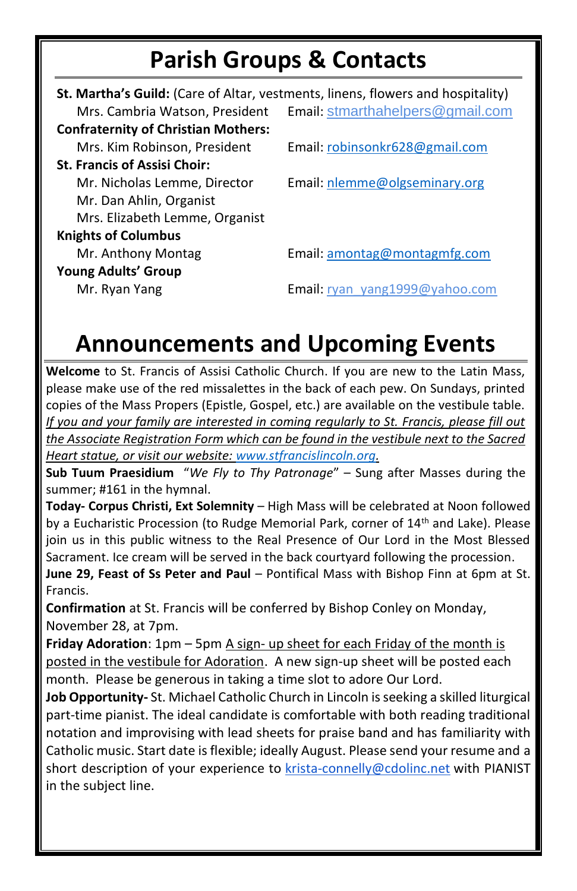# Parish Groups & Contacts

**St. Martha's Guild:** (Care of Altar, vestments, linens, flowers and hospitality)
Mrs. Cambria Watson, President — Email: stmarthahelpers@gmail.com

**Confraternity of Christian Mothers:**
Mrs. Kim Robinson, President — Email: robinsonkr628@gmail.com

**St. Francis of Assisi Choir:**
Mr. Nicholas Lemme, Director — Email: nlemme@olgseminary.org
Mr. Dan Ahlin, Organist
Mrs. Elizabeth Lemme, Organist

**Knights of Columbus**
Mr. Anthony Montag — Email: amontag@montagmfg.com

**Young Adults' Group**
Mr. Ryan Yang — Email: ryan_yang1999@yahoo.com

# Announcements and Upcoming Events

**Welcome** to St. Francis of Assisi Catholic Church. If you are new to the Latin Mass, please make use of the red missalettes in the back of each pew. On Sundays, printed copies of the Mass Propers (Epistle, Gospel, etc.) are available on the vestibule table. *If you and your family are interested in coming regularly to St. Francis, please fill out the Associate Registration Form which can be found in the vestibule next to the Sacred Heart statue, or visit our website: www.stfrancislincoln.org.*

**Sub Tuum Praesidium** "*We Fly to Thy Patronage*" – Sung after Masses during the summer; #161 in the hymnal.

**Today- Corpus Christi, Ext Solemnity** – High Mass will be celebrated at Noon followed by a Eucharistic Procession (to Rudge Memorial Park, corner of 14th and Lake). Please join us in this public witness to the Real Presence of Our Lord in the Most Blessed Sacrament. Ice cream will be served in the back courtyard following the procession.

**June 29, Feast of Ss Peter and Paul** – Pontifical Mass with Bishop Finn at 6pm at St. Francis.

**Confirmation** at St. Francis will be conferred by Bishop Conley on Monday, November 28, at 7pm.

**Friday Adoration**: 1pm – 5pm A sign- up sheet for each Friday of the month is posted in the vestibule for Adoration. A new sign-up sheet will be posted each month. Please be generous in taking a time slot to adore Our Lord.

**Job Opportunity-** St. Michael Catholic Church in Lincoln is seeking a skilled liturgical part-time pianist. The ideal candidate is comfortable with both reading traditional notation and improvising with lead sheets for praise band and has familiarity with Catholic music. Start date is flexible; ideally August. Please send your resume and a short description of your experience to krista-connelly@cdolinc.net with PIANIST in the subject line.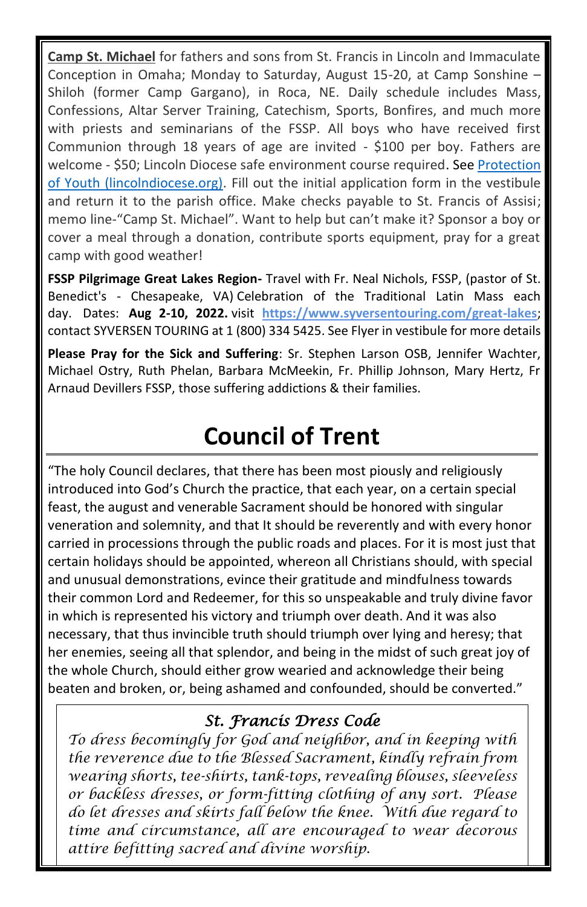**Camp St. Michael** for fathers and sons from St. Francis in Lincoln and Immaculate Conception in Omaha; Monday to Saturday, August 15-20, at Camp Sonshine – Shiloh (former Camp Gargano), in Roca, NE. Daily schedule includes Mass, Confessions, Altar Server Training, Catechism, Sports, Bonfires, and much more with priests and seminarians of the FSSP. All boys who have received first Communion through 18 years of age are invited - $100 per boy. Fathers are welcome - $50; Lincoln Diocese safe environment course required. See Protection of Youth (lincolndiocese.org). Fill out the initial application form in the vestibule and return it to the parish office. Make checks payable to St. Francis of Assisi; memo line-"Camp St. Michael". Want to help but can't make it? Sponsor a boy or cover a meal through a donation, contribute sports equipment, pray for a great camp with good weather!

**FSSP Pilgrimage Great Lakes Region-** Travel with Fr. Neal Nichols, FSSP, (pastor of St. Benedict's - Chesapeake, VA) Celebration of the Traditional Latin Mass each day. Dates: **Aug 2-10, 2022.** visit **https://www.syversentouring.com/great-lakes**; contact SYVERSEN TOURING at 1 (800) 334 5425. See Flyer in vestibule for more details

**Please Pray for the Sick and Suffering**: Sr. Stephen Larson OSB, Jennifer Wachter, Michael Ostry, Ruth Phelan, Barbara McMeekin, Fr. Phillip Johnson, Mary Hertz, Fr Arnaud Devillers FSSP, those suffering addictions & their families.

# Council of Trent

"The holy Council declares, that there has been most piously and religiously introduced into God's Church the practice, that each year, on a certain special feast, the august and venerable Sacrament should be honored with singular veneration and solemnity, and that It should be reverently and with every honor carried in processions through the public roads and places. For it is most just that certain holidays should be appointed, whereon all Christians should, with special and unusual demonstrations, evince their gratitude and mindfulness towards their common Lord and Redeemer, for this so unspeakable and truly divine favor in which is represented his victory and triumph over death. And it was also necessary, that thus invincible truth should triumph over lying and heresy; that her enemies, seeing all that splendor, and being in the midst of such great joy of the whole Church, should either grow wearied and acknowledge their being beaten and broken, or, being ashamed and confounded, should be converted."

## *St. Francis Dress Code*

*To dress becomingly for God and neighbor, and in keeping with the reverence due to the Blessed Sacrament, kindly refrain from wearing shorts, tee-shirts, tank-tops, revealing blouses, sleeveless or backless dresses, or form-fitting clothing of any sort. Please do let dresses and skirts fall below the knee. With due regard to time and circumstance, all are encouraged to wear decorous attire befitting sacred and divine worship.*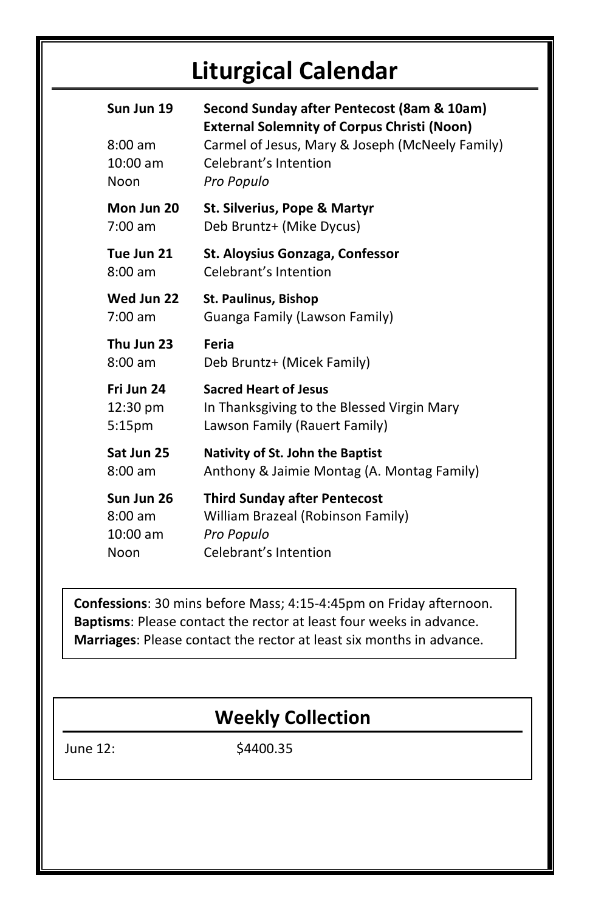# Liturgical Calendar

| | |
|---|---|
| **Sun Jun 19** | **Second Sunday after Pentecost (8am & 10am)** **External Solemnity of Corpus Christi (Noon)** |
| 8:00 am | Carmel of Jesus, Mary & Joseph (McNeely Family) |
| 10:00 am | Celebrant's Intention |
| Noon | *Pro Populo* |
| **Mon Jun 20** | **St. Silverius, Pope & Martyr** |
| 7:00 am | Deb Bruntz+ (Mike Dycus) |
| **Tue Jun 21** | **St. Aloysius Gonzaga, Confessor** |
| 8:00 am | Celebrant's Intention |
| **Wed Jun 22** | **St. Paulinus, Bishop** |
| 7:00 am | Guanga Family (Lawson Family) |
| **Thu Jun 23** | **Feria** |
| 8:00 am | Deb Bruntz+ (Micek Family) |
| **Fri Jun 24** | **Sacred Heart of Jesus** |
| 12:30 pm | In Thanksgiving to the Blessed Virgin Mary |
| 5:15pm | Lawson Family (Rauert Family) |
| **Sat Jun 25** | **Nativity of St. John the Baptist** |
| 8:00 am | Anthony & Jaimie Montag (A. Montag Family) |
| **Sun Jun 26** | **Third Sunday after Pentecost** |
| 8:00 am | William Brazeal (Robinson Family) |
| 10:00 am | *Pro Populo* |
| Noon | Celebrant's Intention |

**Confessions**: 30 mins before Mass; 4:15-4:45pm on Friday afternoon.
**Baptisms**: Please contact the rector at least four weeks in advance.
**Marriages**: Please contact the rector at least six months in advance.

## Weekly Collection

June 12: $4400.35